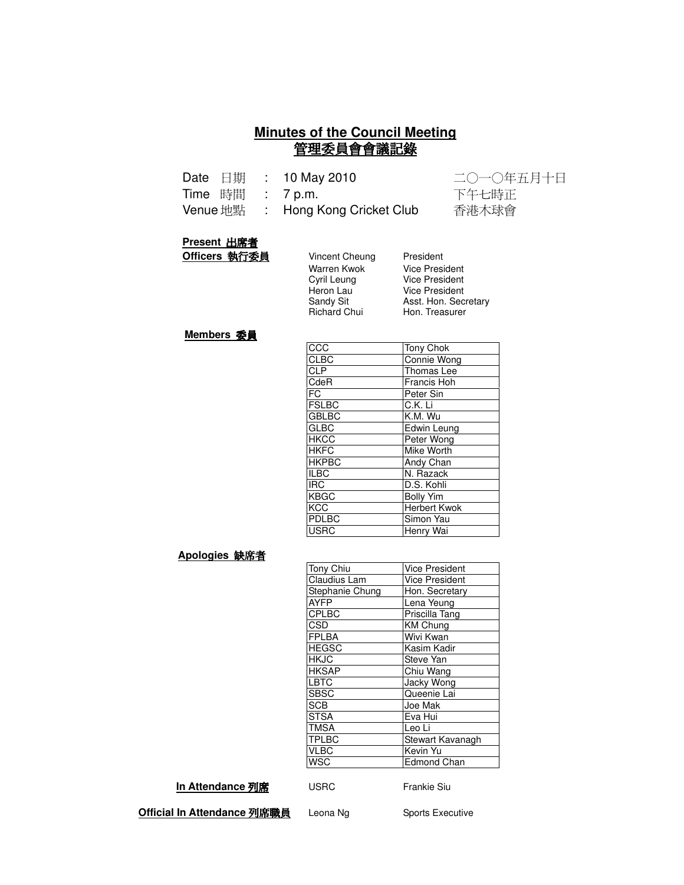# Minutes of the Council Meeting
# 管理委員會會議記錄

| | | | |
|---|---|---|---|
| Date 日期 | : | 10 May 2010 | 二〇一〇年五月十日 |
| Time 時間 | : | 7 p.m. | 下午七時正 |
| Venue 地點 | : | Hong Kong Cricket Club | 香港木球會 |

**Present 出席者**

**Officers 執行委員**

| | |
|---|---|
| Vincent Cheung | President |
| Warren Kwok | Vice President |
| Cyril Leung | Vice President |
| Heron Lau | Vice President |
| Sandy Sit | Asst. Hon. Secretary |
| Richard Chui | Hon. Treasurer |

**Members 委員**

| | |
|---|---|
| CCC | Tony Chok |
| CLBC | Connie Wong |
| CLP | Thomas Lee |
| CdeR | Francis Hoh |
| FC | Peter Sin |
| FSLBC | C.K. Li |
| GBLBC | K.M. Wu |
| GLBC | Edwin Leung |
| HKCC | Peter Wong |
| HKFC | Mike Worth |
| HKPBC | Andy Chan |
| ILBC | N. Razack |
| IRC | D.S. Kohli |
| KBGC | Bolly Yim |
| KCC | Herbert Kwok |
| PDLBC | Simon Yau |
| USRC | Henry Wai |

**Apologies 缺席者**

| | |
|---|---|
| Tony Chiu | Vice President |
| Claudius Lam | Vice President |
| Stephanie Chung | Hon. Secretary |
| AYFP | Lena Yeung |
| CPLBC | Priscilla Tang |
| CSD | KM Chung |
| FPLBA | Wivi Kwan |
| HEGSC | Kasim Kadir |
| HKJC | Steve Yan |
| HKSAP | Chiu Wang |
| LBTC | Jacky Wong |
| SBSC | Queenie Lai |
| SCB | Joe Mak |
| STSA | Eva Hui |
| TMSA | Leo Li |
| TPLBC | Stewart Kavanagh |
| VLBC | Kevin Yu |
| WSC | Edmond Chan |

**In Attendance 列席** USRC Frankie Siu

**Official In Attendance 列席職員** Leona Ng Sports Executive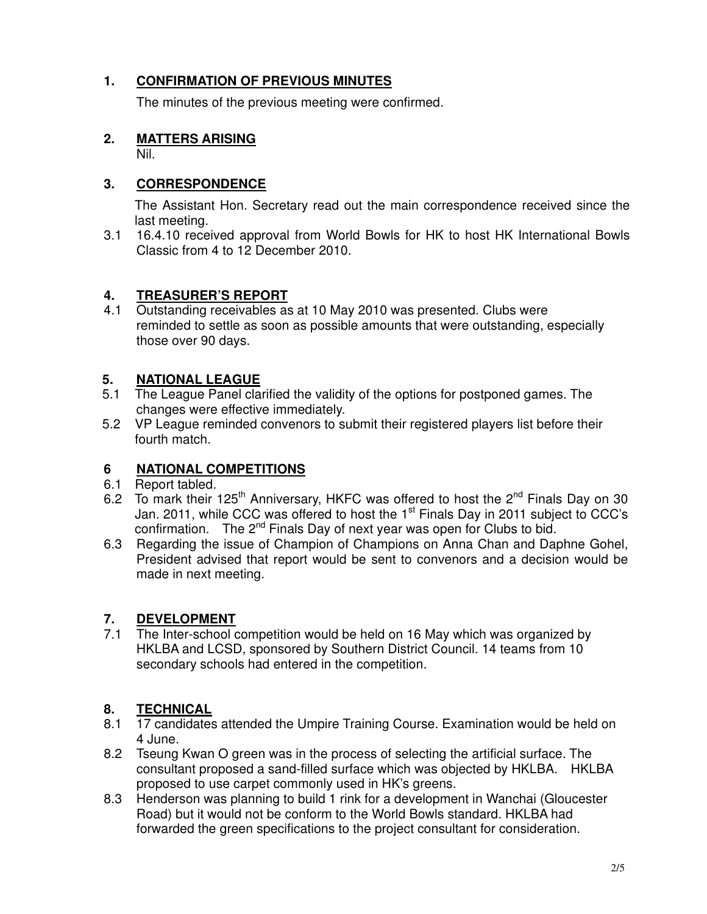## 1. CONFIRMATION OF PREVIOUS MINUTES

The minutes of the previous meeting were confirmed.

## 2. MATTERS ARISING

Nil.

## 3. CORRESPONDENCE

The Assistant Hon. Secretary read out the main correspondence received since the last meeting.

3.1 16.4.10 received approval from World Bowls for HK to host HK International Bowls Classic from 4 to 12 December 2010.

## 4. TREASURER'S REPORT

4.1 Outstanding receivables as at 10 May 2010 was presented. Clubs were reminded to settle as soon as possible amounts that were outstanding, especially those over 90 days.

## 5. NATIONAL LEAGUE

5.1 The League Panel clarified the validity of the options for postponed games. The changes were effective immediately.

5.2 VP League reminded convenors to submit their registered players list before their fourth match.

## 6 NATIONAL COMPETITIONS

6.1 Report tabled.

6.2 To mark their 125th Anniversary, HKFC was offered to host the 2nd Finals Day on 30 Jan. 2011, while CCC was offered to host the 1st Finals Day in 2011 subject to CCC's confirmation. The 2nd Finals Day of next year was open for Clubs to bid.

6.3 Regarding the issue of Champion of Champions on Anna Chan and Daphne Gohel, President advised that report would be sent to convenors and a decision would be made in next meeting.

## 7. DEVELOPMENT

7.1 The Inter-school competition would be held on 16 May which was organized by HKLBA and LCSD, sponsored by Southern District Council. 14 teams from 10 secondary schools had entered in the competition.

## 8. TECHNICAL

8.1 17 candidates attended the Umpire Training Course. Examination would be held on 4 June.

8.2 Tseung Kwan O green was in the process of selecting the artificial surface. The consultant proposed a sand-filled surface which was objected by HKLBA. HKLBA proposed to use carpet commonly used in HK's greens.

8.3 Henderson was planning to build 1 rink for a development in Wanchai (Gloucester Road) but it would not be conform to the World Bowls standard. HKLBA had forwarded the green specifications to the project consultant for consideration.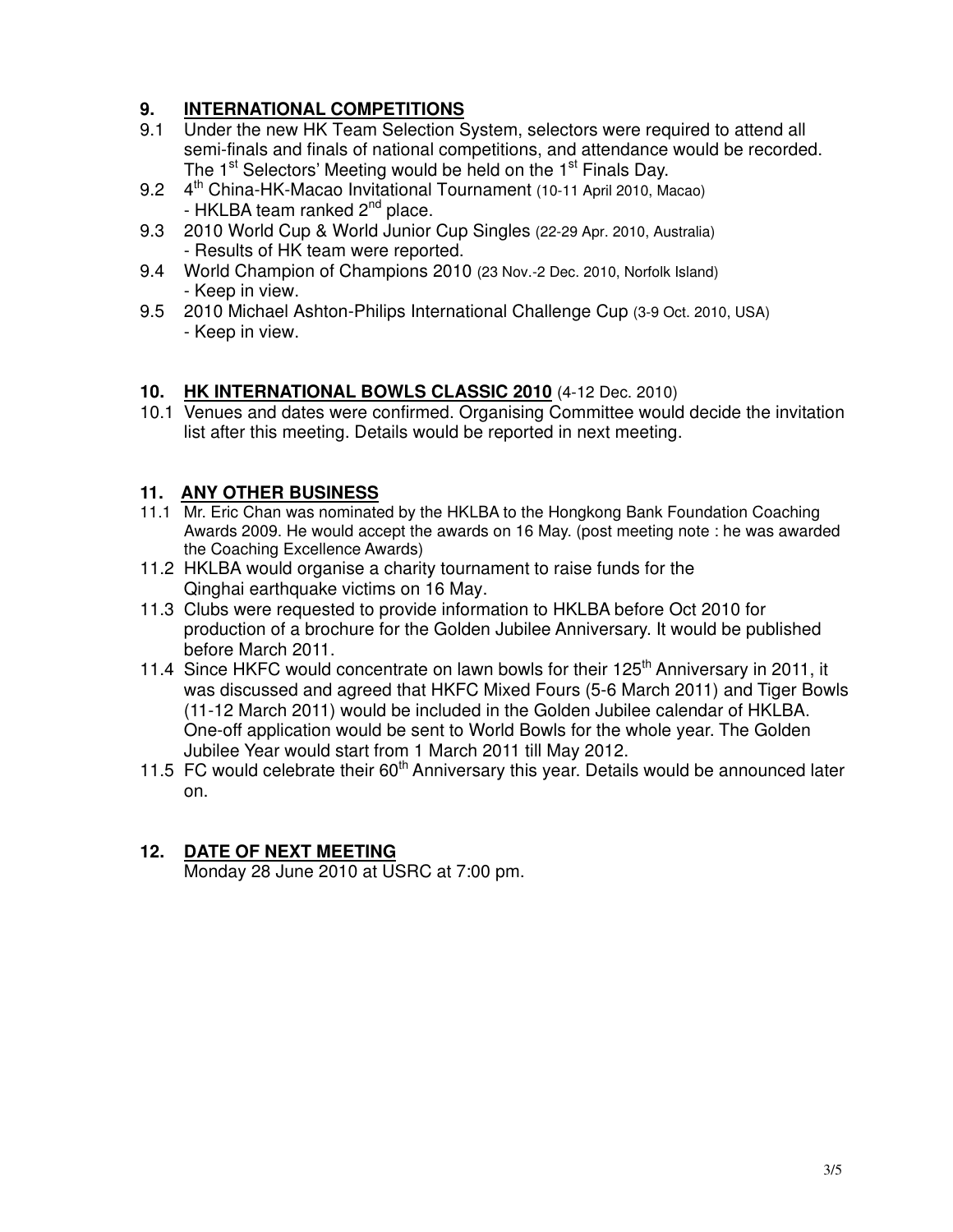## 9. INTERNATIONAL COMPETITIONS

9.1 Under the new HK Team Selection System, selectors were required to attend all semi-finals and finals of national competitions, and attendance would be recorded. The 1st Selectors' Meeting would be held on the 1st Finals Day.

9.2 4th China-HK-Macao Invitational Tournament (10-11 April 2010, Macao)
- HKLBA team ranked 2nd place.

9.3 2010 World Cup & World Junior Cup Singles (22-29 Apr. 2010, Australia)
- Results of HK team were reported.

9.4 World Champion of Champions 2010 (23 Nov.-2 Dec. 2010, Norfolk Island)
- Keep in view.

9.5 2010 Michael Ashton-Philips International Challenge Cup (3-9 Oct. 2010, USA)
- Keep in view.

## 10. HK INTERNATIONAL BOWLS CLASSIC 2010 (4-12 Dec. 2010)

10.1 Venues and dates were confirmed. Organising Committee would decide the invitation list after this meeting. Details would be reported in next meeting.

## 11. ANY OTHER BUSINESS

11.1 Mr. Eric Chan was nominated by the HKLBA to the Hongkong Bank Foundation Coaching Awards 2009. He would accept the awards on 16 May. (post meeting note : he was awarded the Coaching Excellence Awards)

11.2 HKLBA would organise a charity tournament to raise funds for the Qinghai earthquake victims on 16 May.

11.3 Clubs were requested to provide information to HKLBA before Oct 2010 for production of a brochure for the Golden Jubilee Anniversary. It would be published before March 2011.

11.4 Since HKFC would concentrate on lawn bowls for their 125th Anniversary in 2011, it was discussed and agreed that HKFC Mixed Fours (5-6 March 2011) and Tiger Bowls (11-12 March 2011) would be included in the Golden Jubilee calendar of HKLBA. One-off application would be sent to World Bowls for the whole year. The Golden Jubilee Year would start from 1 March 2011 till May 2012.

11.5 FC would celebrate their 60th Anniversary this year. Details would be announced later on.

## 12. DATE OF NEXT MEETING

Monday 28 June 2010 at USRC at 7:00 pm.